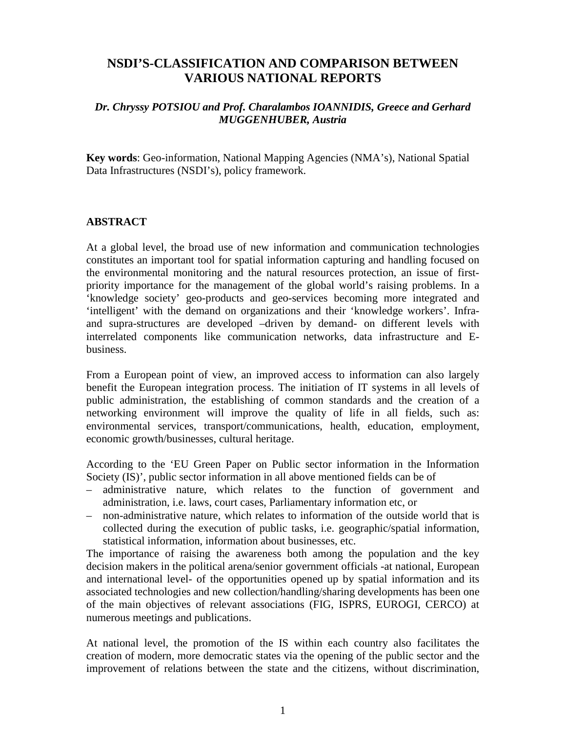# NSDI'S-CLASSIFICATION AND COMPARISON BETWEEN VARIOUS NATIONAL REPORTS

***Dr. Chryssy POTSIOU and Prof. Charalambos IOANNIDIS, Greece and Gerhard MUGGENHUBER, Austria***

**Key words**: Geo-information, National Mapping Agencies (NMA's), National Spatial Data Infrastructures (NSDI's), policy framework.

## ABSTRACT

At a global level, the broad use of new information and communication technologies constitutes an important tool for spatial information capturing and handling focused on the environmental monitoring and the natural resources protection, an issue of first-priority importance for the management of the global world's raising problems. In a 'knowledge society' geo-products and geo-services becoming more integrated and 'intelligent' with the demand on organizations and their 'knowledge workers'. Infra- and supra-structures are developed –driven by demand- on different levels with interrelated components like communication networks, data infrastructure and E-business.

From a European point of view, an improved access to information can also largely benefit the European integration process. The initiation of IT systems in all levels of public administration, the establishing of common standards and the creation of a networking environment will improve the quality of life in all fields, such as: environmental services, transport/communications, health, education, employment, economic growth/businesses, cultural heritage.

According to the 'EU Green Paper on Public sector information in the Information Society (IS)', public sector information in all above mentioned fields can be of

- administrative nature, which relates to the function of government and administration, i.e. laws, court cases, Parliamentary information etc, or
- non-administrative nature, which relates to information of the outside world that is collected during the execution of public tasks, i.e. geographic/spatial information, statistical information, information about businesses, etc.

The importance of raising the awareness both among the population and the key decision makers in the political arena/senior government officials -at national, European and international level- of the opportunities opened up by spatial information and its associated technologies and new collection/handling/sharing developments has been one of the main objectives of relevant associations (FIG, ISPRS, EUROGI, CERCO) at numerous meetings and publications.

At national level, the promotion of the IS within each country also facilitates the creation of modern, more democratic states via the opening of the public sector and the improvement of relations between the state and the citizens, without discrimination,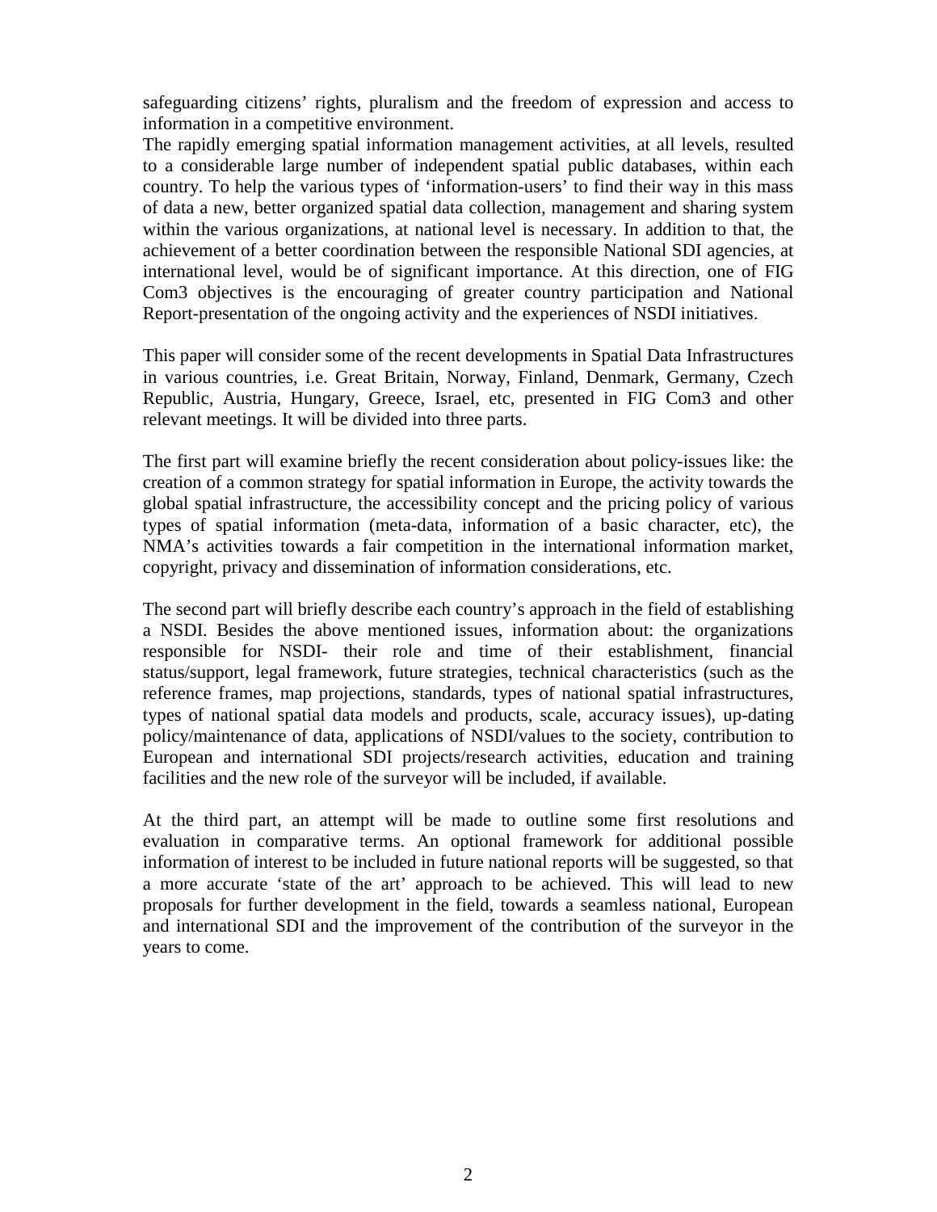safeguarding citizens' rights, pluralism and the freedom of expression and access to information in a competitive environment.

The rapidly emerging spatial information management activities, at all levels, resulted to a considerable large number of independent spatial public databases, within each country. To help the various types of 'information-users' to find their way in this mass of data a new, better organized spatial data collection, management and sharing system within the various organizations, at national level is necessary. In addition to that, the achievement of a better coordination between the responsible National SDI agencies, at international level, would be of significant importance. At this direction, one of FIG Com3 objectives is the encouraging of greater country participation and National Report-presentation of the ongoing activity and the experiences of NSDI initiatives.

This paper will consider some of the recent developments in Spatial Data Infrastructures in various countries, i.e. Great Britain, Norway, Finland, Denmark, Germany, Czech Republic, Austria, Hungary, Greece, Israel, etc, presented in FIG Com3 and other relevant meetings. It will be divided into three parts.

The first part will examine briefly the recent consideration about policy-issues like: the creation of a common strategy for spatial information in Europe, the activity towards the global spatial infrastructure, the accessibility concept and the pricing policy of various types of spatial information (meta-data, information of a basic character, etc), the NMA's activities towards a fair competition in the international information market, copyright, privacy and dissemination of information considerations, etc.

The second part will briefly describe each country's approach in the field of establishing a NSDI. Besides the above mentioned issues, information about: the organizations responsible for NSDI- their role and time of their establishment, financial status/support, legal framework, future strategies, technical characteristics (such as the reference frames, map projections, standards, types of national spatial infrastructures, types of national spatial data models and products, scale, accuracy issues), up-dating policy/maintenance of data, applications of NSDI/values to the society, contribution to European and international SDI projects/research activities, education and training facilities and the new role of the surveyor will be included, if available.

At the third part, an attempt will be made to outline some first resolutions and evaluation in comparative terms. An optional framework for additional possible information of interest to be included in future national reports will be suggested, so that a more accurate 'state of the art' approach to be achieved. This will lead to new proposals for further development in the field, towards a seamless national, European and international SDI and the improvement of the contribution of the surveyor in the years to come.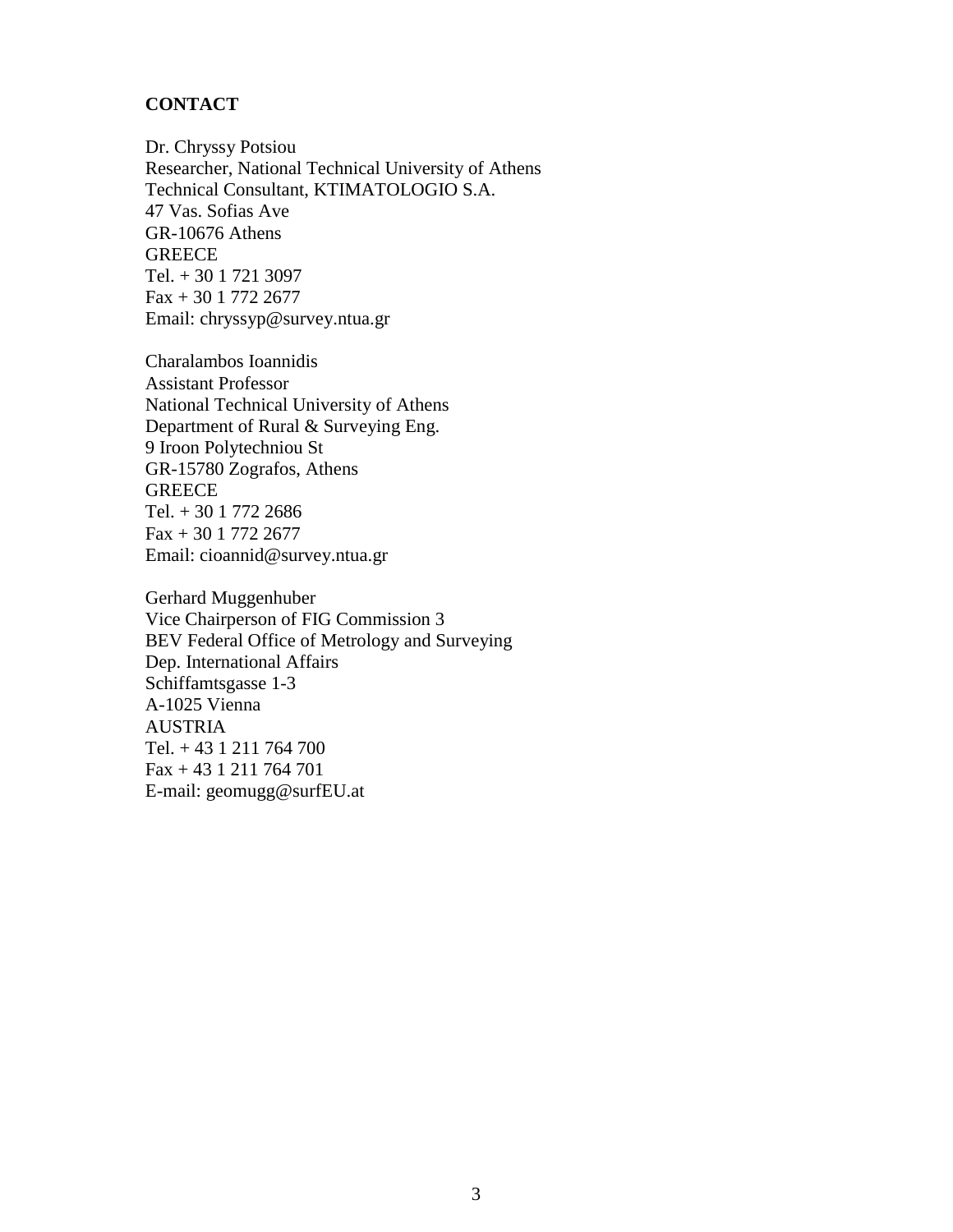## CONTACT

Dr. Chryssy Potsiou
Researcher, National Technical University of Athens
Technical Consultant, KTIMATOLOGIO S.A.
47 Vas. Sofias Ave
GR-10676 Athens
GREECE
Tel. + 30 1 721 3097
Fax + 30 1 772 2677
Email: chryssyp@survey.ntua.gr

Charalambos Ioannidis
Assistant Professor
National Technical University of Athens
Department of Rural & Surveying Eng.
9 Iroon Polytechniou St
GR-15780 Zografos, Athens
GREECE
Tel. + 30 1 772 2686
Fax + 30 1 772 2677
Email: cioannid@survey.ntua.gr

Gerhard Muggenhuber
Vice Chairperson of FIG Commission 3
BEV Federal Office of Metrology and Surveying
Dep. International Affairs
Schiffamtsgasse 1-3
A-1025 Vienna
AUSTRIA
Tel. + 43 1 211 764 700
Fax + 43 1 211 764 701
E-mail: geomugg@surfEU.at